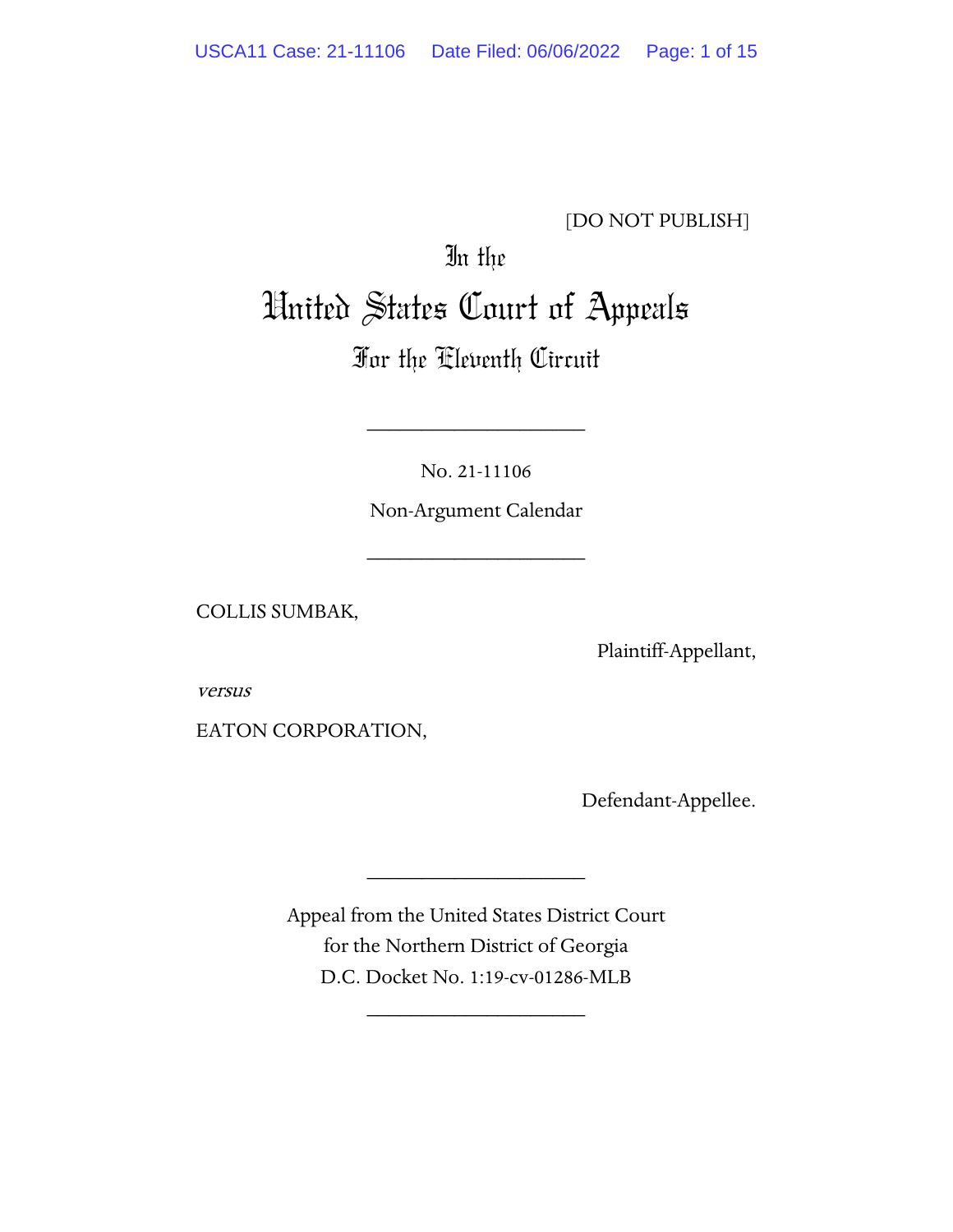[DO NOT PUBLISH]

In the

# United States Court of Appeals

## For the Eleventh Circuit

---

No. 21-11106

Non-Argument Calendar

---

COLLIS SUMBAK,

Plaintiff-Appellant,

*versus*

EATON CORPORATION,

Defendant-Appellee.

---

Appeal from the United States District Court
for the Northern District of Georgia
D.C. Docket No. 1:19-cv-01286-MLB

---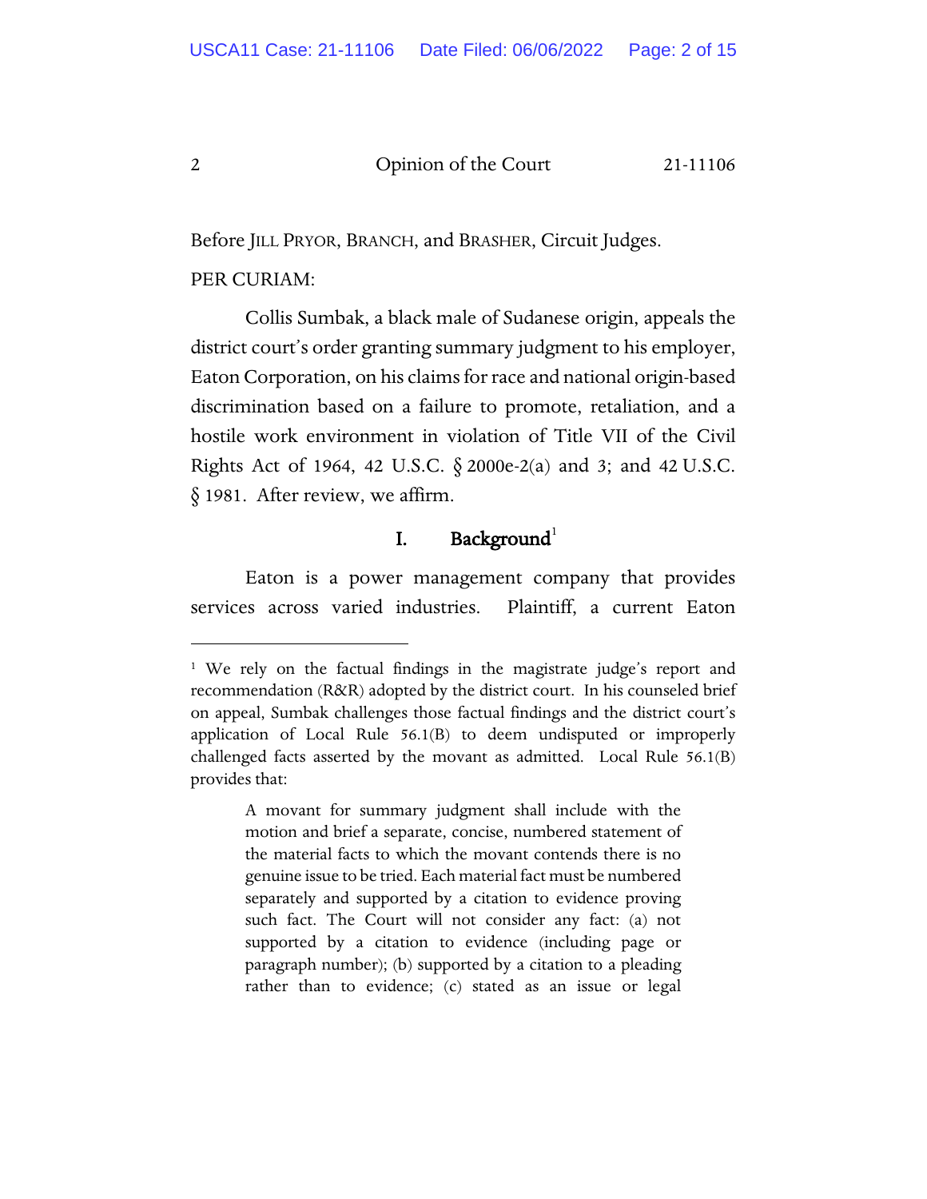Before JILL PRYOR, BRANCH, and BRASHER, Circuit Judges.

PER CURIAM:

Collis Sumbak, a black male of Sudanese origin, appeals the district court's order granting summary judgment to his employer, Eaton Corporation, on his claims for race and national origin-based discrimination based on a failure to promote, retaliation, and a hostile work environment in violation of Title VII of the Civil Rights Act of 1964, 42 U.S.C. § 2000e-2(a) and 3; and 42 U.S.C. § 1981. After review, we affirm.

## I. Background[1]

Eaton is a power management company that provides services across varied industries. Plaintiff, a current Eaton

---

[1] We rely on the factual findings in the magistrate judge's report and recommendation (R&R) adopted by the district court. In his counseled brief on appeal, Sumbak challenges those factual findings and the district court's application of Local Rule 56.1(B) to deem undisputed or improperly challenged facts asserted by the movant as admitted. Local Rule 56.1(B) provides that:

> A movant for summary judgment shall include with the motion and brief a separate, concise, numbered statement of the material facts to which the movant contends there is no genuine issue to be tried. Each material fact must be numbered separately and supported by a citation to evidence proving such fact. The Court will not consider any fact: (a) not supported by a citation to evidence (including page or paragraph number); (b) supported by a citation to a pleading rather than to evidence; (c) stated as an issue or legal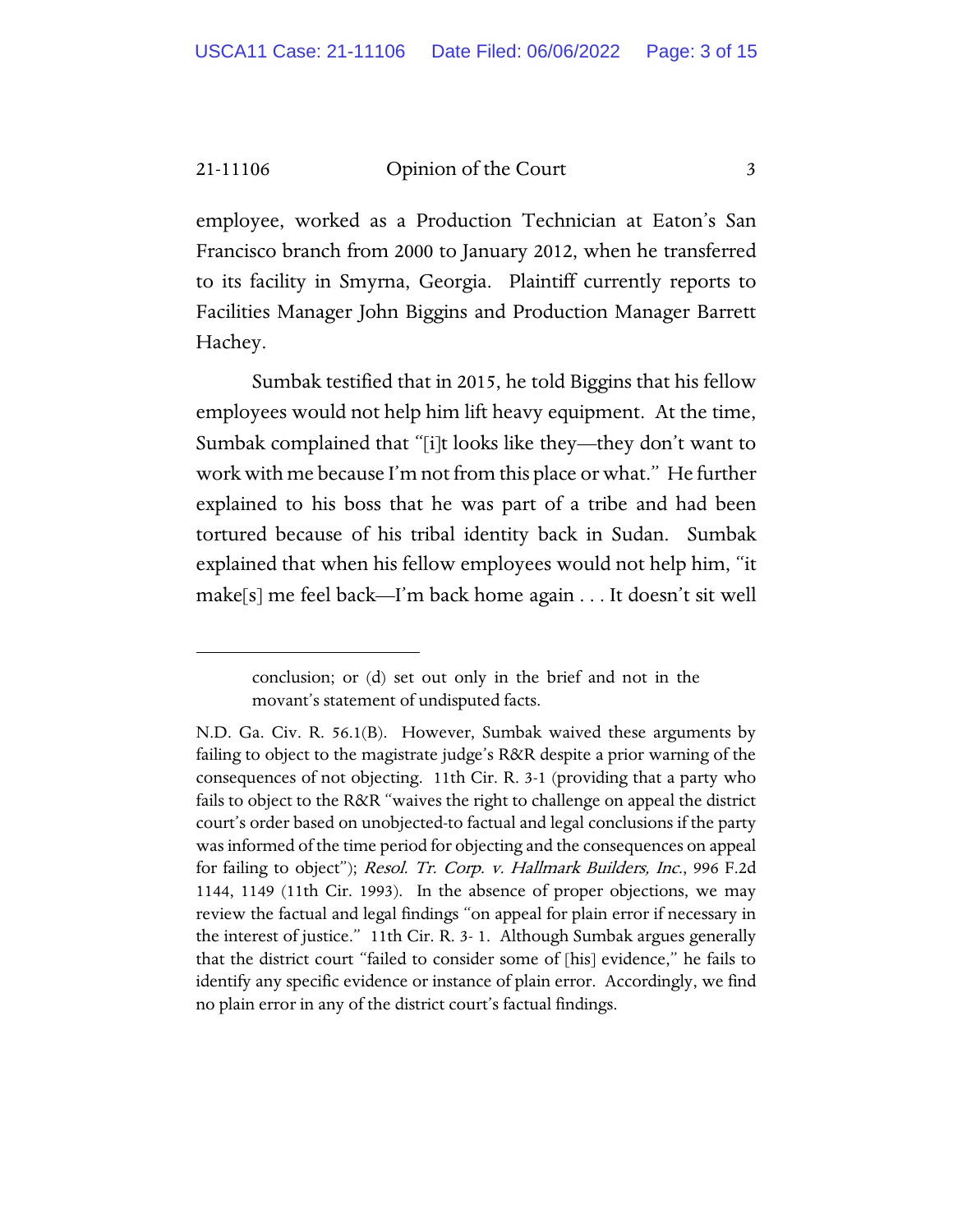employee, worked as a Production Technician at Eaton's San Francisco branch from 2000 to January 2012, when he transferred to its facility in Smyrna, Georgia. Plaintiff currently reports to Facilities Manager John Biggins and Production Manager Barrett Hachey.

Sumbak testified that in 2015, he told Biggins that his fellow employees would not help him lift heavy equipment. At the time, Sumbak complained that "[i]t looks like they—they don't want to work with me because I'm not from this place or what." He further explained to his boss that he was part of a tribe and had been tortured because of his tribal identity back in Sudan. Sumbak explained that when his fellow employees would not help him, "it make[s] me feel back—I'm back home again . . . It doesn't sit well

---

> conclusion; or (d) set out only in the brief and not in the movant's statement of undisputed facts.

N.D. Ga. Civ. R. 56.1(B). However, Sumbak waived these arguments by failing to object to the magistrate judge's R&R despite a prior warning of the consequences of not objecting. 11th Cir. R. 3-1 (providing that a party who fails to object to the R&R "waives the right to challenge on appeal the district court's order based on unobjected-to factual and legal conclusions if the party was informed of the time period for objecting and the consequences on appeal for failing to object"); *Resol. Tr. Corp. v. Hallmark Builders, Inc.*, 996 F.2d 1144, 1149 (11th Cir. 1993). In the absence of proper objections, we may review the factual and legal findings "on appeal for plain error if necessary in the interest of justice." 11th Cir. R. 3- 1. Although Sumbak argues generally that the district court "failed to consider some of [his] evidence," he fails to identify any specific evidence or instance of plain error. Accordingly, we find no plain error in any of the district court's factual findings.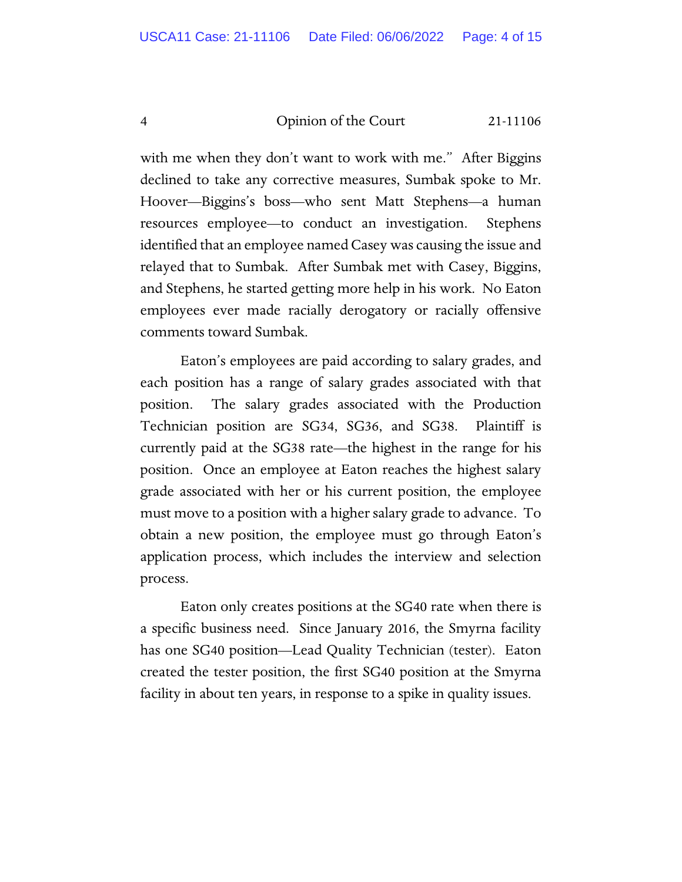with me when they don't want to work with me." After Biggins declined to take any corrective measures, Sumbak spoke to Mr. Hoover—Biggins's boss—who sent Matt Stephens—a human resources employee—to conduct an investigation. Stephens identified that an employee named Casey was causing the issue and relayed that to Sumbak. After Sumbak met with Casey, Biggins, and Stephens, he started getting more help in his work. No Eaton employees ever made racially derogatory or racially offensive comments toward Sumbak.

Eaton's employees are paid according to salary grades, and each position has a range of salary grades associated with that position. The salary grades associated with the Production Technician position are SG34, SG36, and SG38. Plaintiff is currently paid at the SG38 rate—the highest in the range for his position. Once an employee at Eaton reaches the highest salary grade associated with her or his current position, the employee must move to a position with a higher salary grade to advance. To obtain a new position, the employee must go through Eaton's application process, which includes the interview and selection process.

Eaton only creates positions at the SG40 rate when there is a specific business need. Since January 2016, the Smyrna facility has one SG40 position—Lead Quality Technician (tester). Eaton created the tester position, the first SG40 position at the Smyrna facility in about ten years, in response to a spike in quality issues.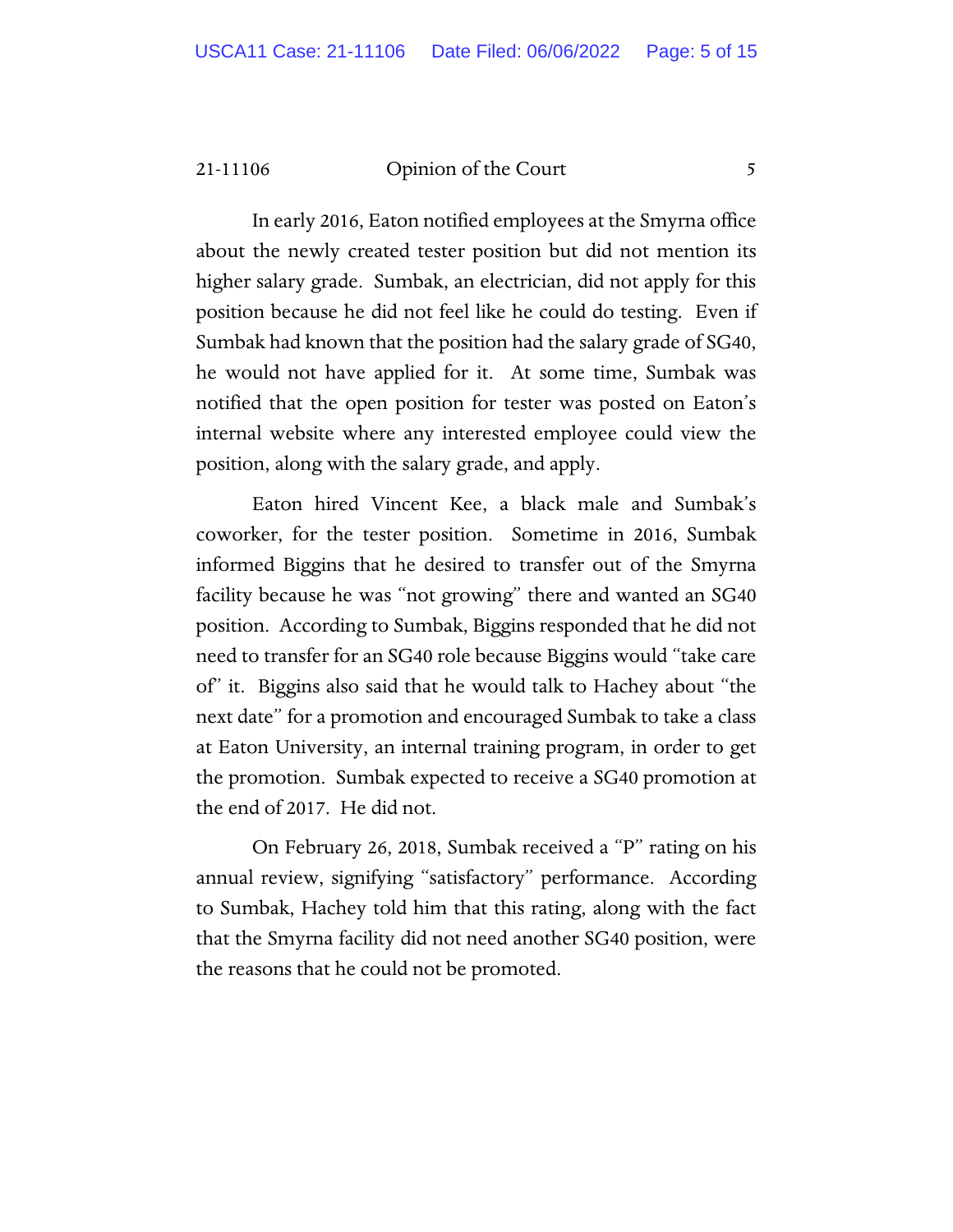In early 2016, Eaton notified employees at the Smyrna office about the newly created tester position but did not mention its higher salary grade. Sumbak, an electrician, did not apply for this position because he did not feel like he could do testing. Even if Sumbak had known that the position had the salary grade of SG40, he would not have applied for it. At some time, Sumbak was notified that the open position for tester was posted on Eaton's internal website where any interested employee could view the position, along with the salary grade, and apply.

Eaton hired Vincent Kee, a black male and Sumbak's coworker, for the tester position. Sometime in 2016, Sumbak informed Biggins that he desired to transfer out of the Smyrna facility because he was "not growing" there and wanted an SG40 position. According to Sumbak, Biggins responded that he did not need to transfer for an SG40 role because Biggins would "take care of" it. Biggins also said that he would talk to Hachey about "the next date" for a promotion and encouraged Sumbak to take a class at Eaton University, an internal training program, in order to get the promotion. Sumbak expected to receive a SG40 promotion at the end of 2017. He did not.

On February 26, 2018, Sumbak received a "P" rating on his annual review, signifying "satisfactory" performance. According to Sumbak, Hachey told him that this rating, along with the fact that the Smyrna facility did not need another SG40 position, were the reasons that he could not be promoted.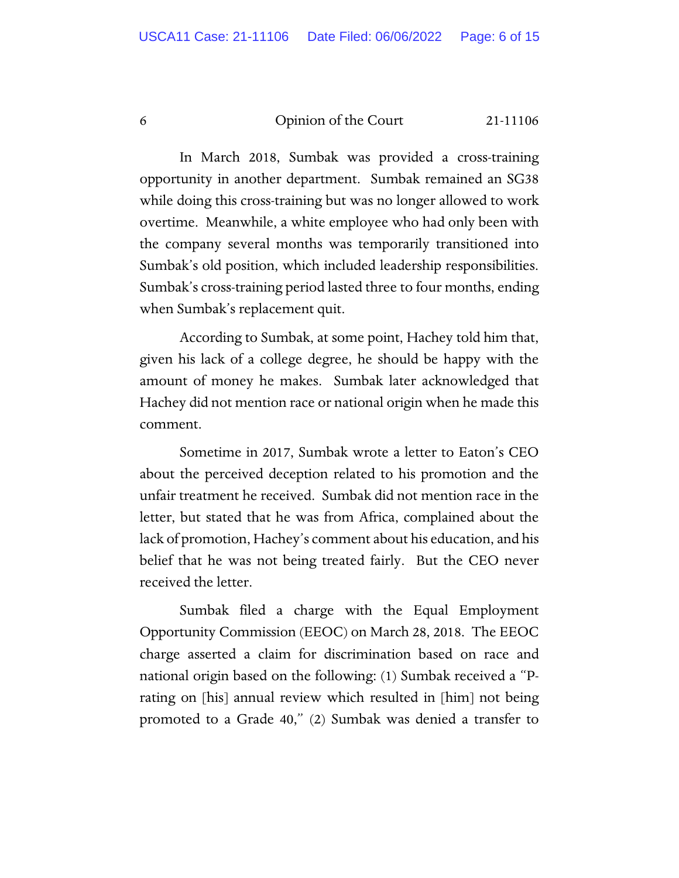In March 2018, Sumbak was provided a cross-training opportunity in another department. Sumbak remained an SG38 while doing this cross-training but was no longer allowed to work overtime. Meanwhile, a white employee who had only been with the company several months was temporarily transitioned into Sumbak's old position, which included leadership responsibilities. Sumbak's cross-training period lasted three to four months, ending when Sumbak's replacement quit.

According to Sumbak, at some point, Hachey told him that, given his lack of a college degree, he should be happy with the amount of money he makes. Sumbak later acknowledged that Hachey did not mention race or national origin when he made this comment.

Sometime in 2017, Sumbak wrote a letter to Eaton's CEO about the perceived deception related to his promotion and the unfair treatment he received. Sumbak did not mention race in the letter, but stated that he was from Africa, complained about the lack of promotion, Hachey's comment about his education, and his belief that he was not being treated fairly. But the CEO never received the letter.

Sumbak filed a charge with the Equal Employment Opportunity Commission (EEOC) on March 28, 2018. The EEOC charge asserted a claim for discrimination based on race and national origin based on the following: (1) Sumbak received a "P-rating on [his] annual review which resulted in [him] not being promoted to a Grade 40," (2) Sumbak was denied a transfer to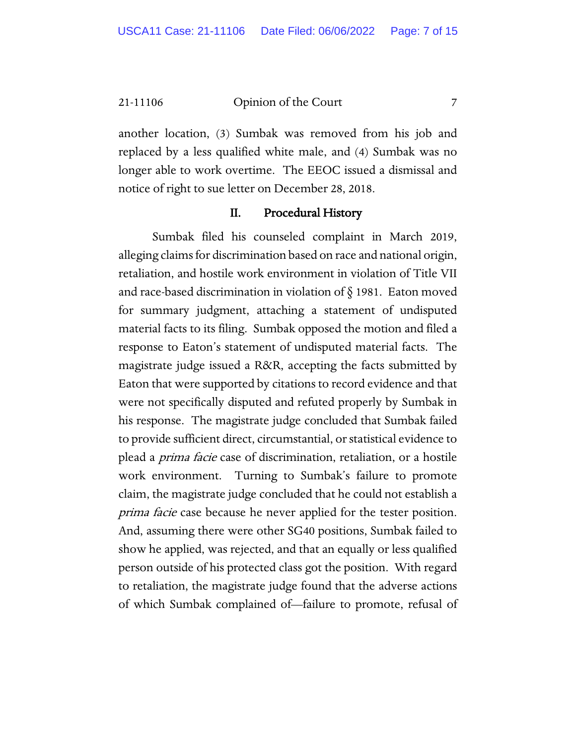another location, (3) Sumbak was removed from his job and replaced by a less qualified white male, and (4) Sumbak was no longer able to work overtime. The EEOC issued a dismissal and notice of right to sue letter on December 28, 2018.

## II. Procedural History

Sumbak filed his counseled complaint in March 2019, alleging claims for discrimination based on race and national origin, retaliation, and hostile work environment in violation of Title VII and race-based discrimination in violation of § 1981. Eaton moved for summary judgment, attaching a statement of undisputed material facts to its filing. Sumbak opposed the motion and filed a response to Eaton's statement of undisputed material facts. The magistrate judge issued a R&R, accepting the facts submitted by Eaton that were supported by citations to record evidence and that were not specifically disputed and refuted properly by Sumbak in his response. The magistrate judge concluded that Sumbak failed to provide sufficient direct, circumstantial, or statistical evidence to plead a *prima facie* case of discrimination, retaliation, or a hostile work environment. Turning to Sumbak's failure to promote claim, the magistrate judge concluded that he could not establish a *prima facie* case because he never applied for the tester position. And, assuming there were other SG40 positions, Sumbak failed to show he applied, was rejected, and that an equally or less qualified person outside of his protected class got the position. With regard to retaliation, the magistrate judge found that the adverse actions of which Sumbak complained of—failure to promote, refusal of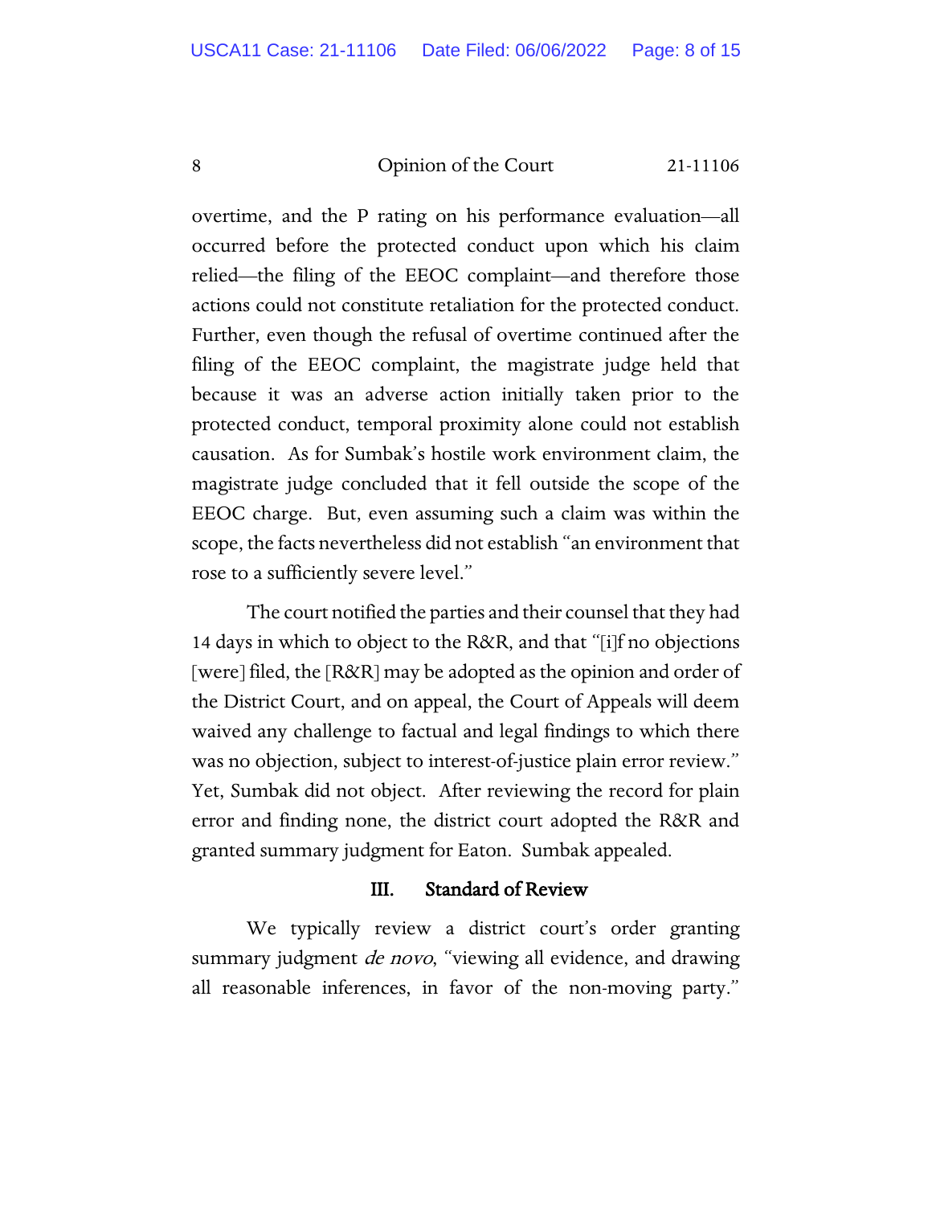overtime, and the P rating on his performance evaluation—all occurred before the protected conduct upon which his claim relied—the filing of the EEOC complaint—and therefore those actions could not constitute retaliation for the protected conduct. Further, even though the refusal of overtime continued after the filing of the EEOC complaint, the magistrate judge held that because it was an adverse action initially taken prior to the protected conduct, temporal proximity alone could not establish causation. As for Sumbak's hostile work environment claim, the magistrate judge concluded that it fell outside the scope of the EEOC charge. But, even assuming such a claim was within the scope, the facts nevertheless did not establish "an environment that rose to a sufficiently severe level."

The court notified the parties and their counsel that they had 14 days in which to object to the R&R, and that "[i]f no objections [were] filed, the [R&R] may be adopted as the opinion and order of the District Court, and on appeal, the Court of Appeals will deem waived any challenge to factual and legal findings to which there was no objection, subject to interest-of-justice plain error review." Yet, Sumbak did not object. After reviewing the record for plain error and finding none, the district court adopted the R&R and granted summary judgment for Eaton. Sumbak appealed.

## III. Standard of Review

We typically review a district court's order granting summary judgment *de novo*, "viewing all evidence, and drawing all reasonable inferences, in favor of the non-moving party."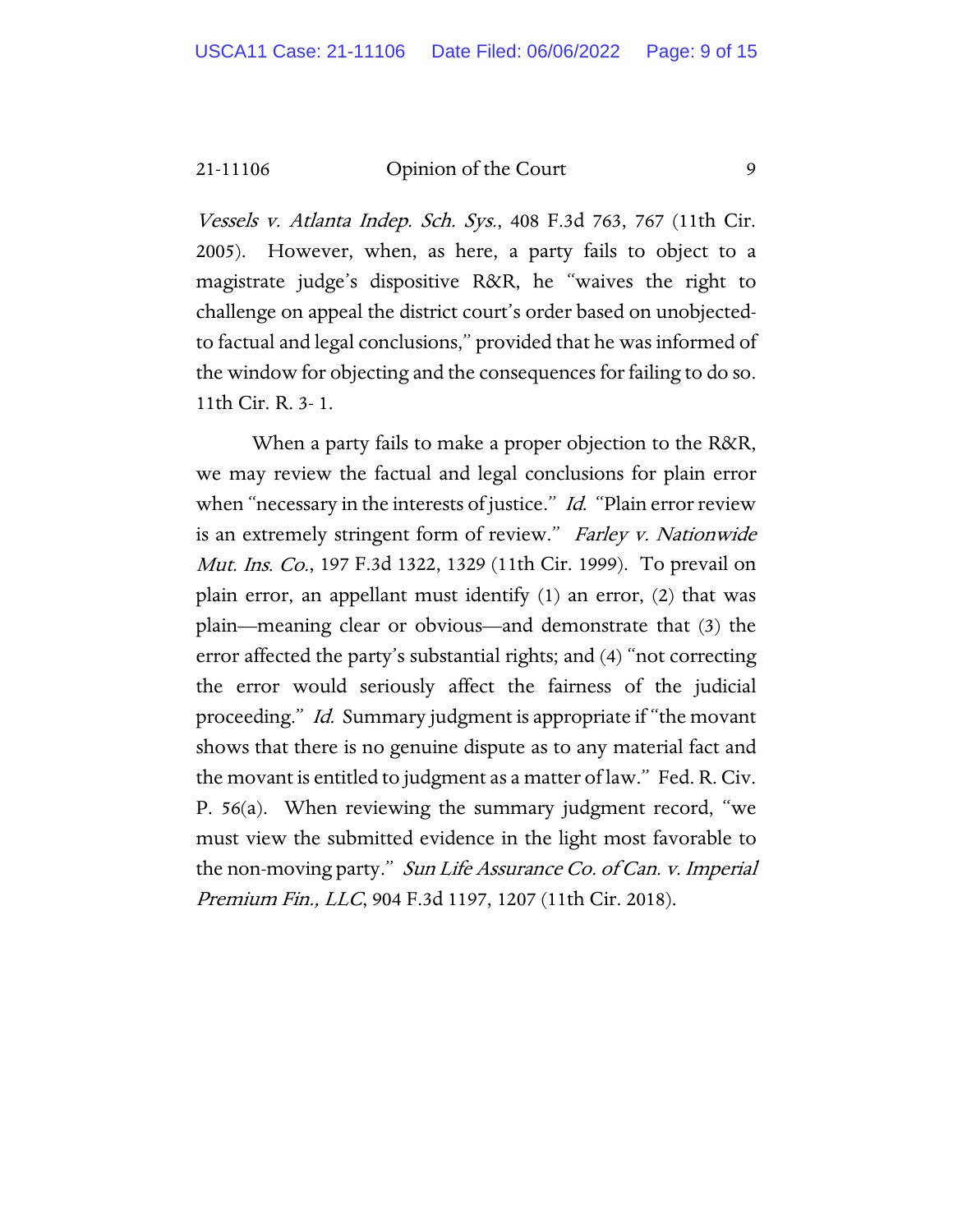*Vessels v. Atlanta Indep. Sch. Sys.*, 408 F.3d 763, 767 (11th Cir. 2005). However, when, as here, a party fails to object to a magistrate judge's dispositive R&R, he "waives the right to challenge on appeal the district court's order based on unobjected-to factual and legal conclusions," provided that he was informed of the window for objecting and the consequences for failing to do so. 11th Cir. R. 3- 1.

When a party fails to make a proper objection to the R&R, we may review the factual and legal conclusions for plain error when "necessary in the interests of justice." *Id.* "Plain error review is an extremely stringent form of review." *Farley v. Nationwide Mut. Ins. Co.*, 197 F.3d 1322, 1329 (11th Cir. 1999). To prevail on plain error, an appellant must identify (1) an error, (2) that was plain—meaning clear or obvious—and demonstrate that (3) the error affected the party's substantial rights; and (4) "not correcting the error would seriously affect the fairness of the judicial proceeding." *Id.* Summary judgment is appropriate if "the movant shows that there is no genuine dispute as to any material fact and the movant is entitled to judgment as a matter of law." Fed. R. Civ. P. 56(a). When reviewing the summary judgment record, "we must view the submitted evidence in the light most favorable to the non-moving party." *Sun Life Assurance Co. of Can. v. Imperial Premium Fin., LLC*, 904 F.3d 1197, 1207 (11th Cir. 2018).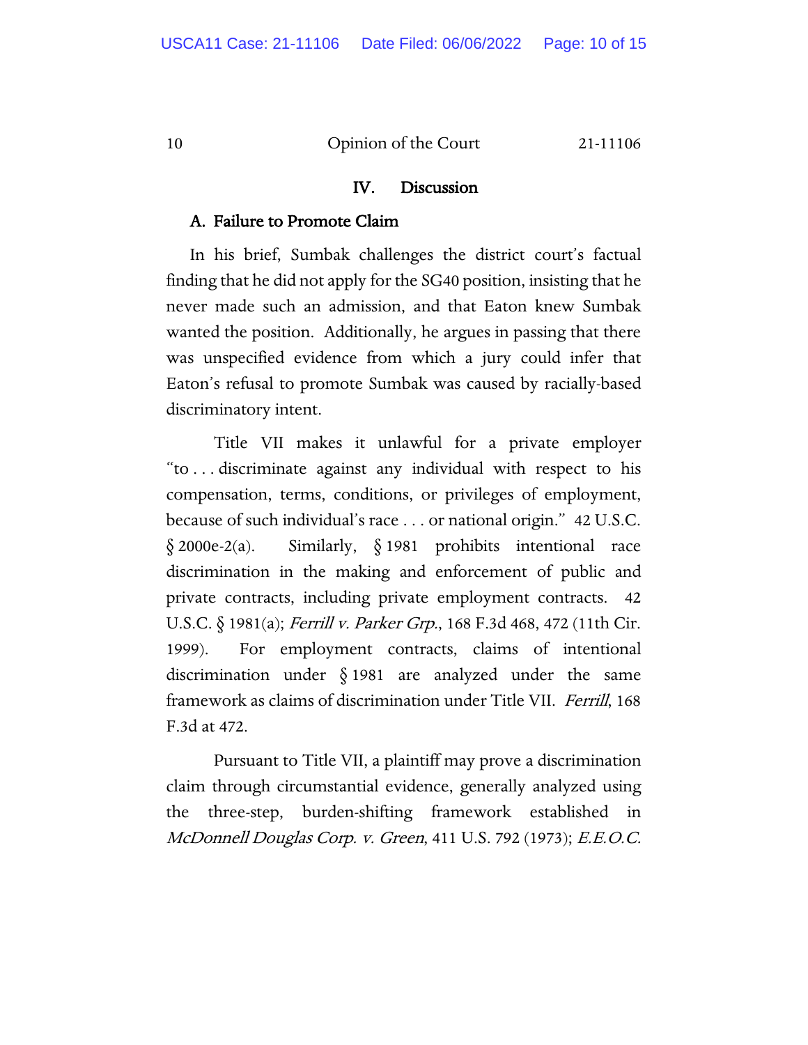## IV. Discussion

### A. Failure to Promote Claim

In his brief, Sumbak challenges the district court's factual finding that he did not apply for the SG40 position, insisting that he never made such an admission, and that Eaton knew Sumbak wanted the position. Additionally, he argues in passing that there was unspecified evidence from which a jury could infer that Eaton's refusal to promote Sumbak was caused by racially-based discriminatory intent.

Title VII makes it unlawful for a private employer "to . . . discriminate against any individual with respect to his compensation, terms, conditions, or privileges of employment, because of such individual's race . . . or national origin." 42 U.S.C. § 2000e-2(a). Similarly, § 1981 prohibits intentional race discrimination in the making and enforcement of public and private contracts, including private employment contracts. 42 U.S.C. § 1981(a); *Ferrill v. Parker Grp.*, 168 F.3d 468, 472 (11th Cir. 1999). For employment contracts, claims of intentional discrimination under § 1981 are analyzed under the same framework as claims of discrimination under Title VII. *Ferrill*, 168 F.3d at 472.

Pursuant to Title VII, a plaintiff may prove a discrimination claim through circumstantial evidence, generally analyzed using the three-step, burden-shifting framework established in *McDonnell Douglas Corp. v. Green*, 411 U.S. 792 (1973); *E.E.O.C.*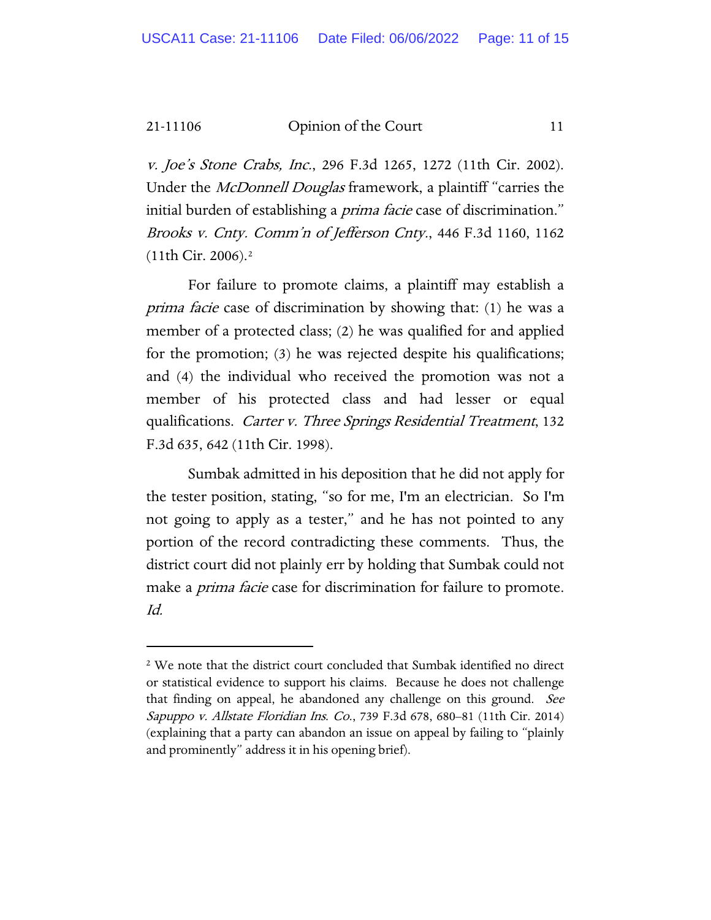*v. Joe's Stone Crabs, Inc.*, 296 F.3d 1265, 1272 (11th Cir. 2002). Under the *McDonnell Douglas* framework, a plaintiff "carries the initial burden of establishing a *prima facie* case of discrimination." *Brooks v. Cnty. Comm'n of Jefferson Cnty.*, 446 F.3d 1160, 1162 (11th Cir. 2006).[2]

For failure to promote claims, a plaintiff may establish a *prima facie* case of discrimination by showing that: (1) he was a member of a protected class; (2) he was qualified for and applied for the promotion; (3) he was rejected despite his qualifications; and (4) the individual who received the promotion was not a member of his protected class and had lesser or equal qualifications. *Carter v. Three Springs Residential Treatment*, 132 F.3d 635, 642 (11th Cir. 1998).

Sumbak admitted in his deposition that he did not apply for the tester position, stating, "so for me, I'm an electrician. So I'm not going to apply as a tester," and he has not pointed to any portion of the record contradicting these comments. Thus, the district court did not plainly err by holding that Sumbak could not make a *prima facie* case for discrimination for failure to promote. *Id.*

---

[2] We note that the district court concluded that Sumbak identified no direct or statistical evidence to support his claims. Because he does not challenge that finding on appeal, he abandoned any challenge on this ground. *See Sapuppo v. Allstate Floridian Ins. Co.*, 739 F.3d 678, 680–81 (11th Cir. 2014) (explaining that a party can abandon an issue on appeal by failing to "plainly and prominently" address it in his opening brief).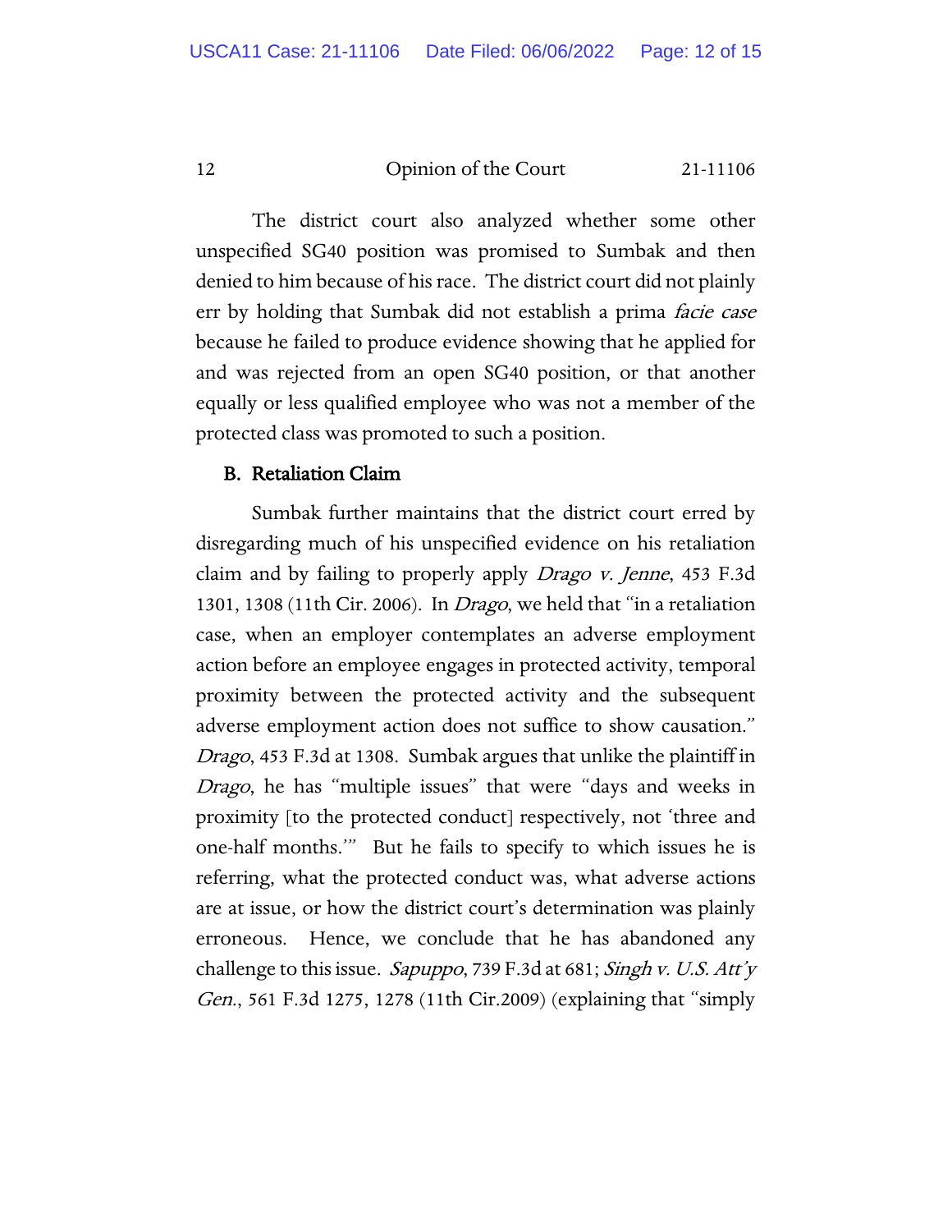The district court also analyzed whether some other unspecified SG40 position was promised to Sumbak and then denied to him because of his race. The district court did not plainly err by holding that Sumbak did not establish a prima *facie case* because he failed to produce evidence showing that he applied for and was rejected from an open SG40 position, or that another equally or less qualified employee who was not a member of the protected class was promoted to such a position.

### B. Retaliation Claim

Sumbak further maintains that the district court erred by disregarding much of his unspecified evidence on his retaliation claim and by failing to properly apply *Drago v. Jenne*, 453 F.3d 1301, 1308 (11th Cir. 2006). In *Drago*, we held that "in a retaliation case, when an employer contemplates an adverse employment action before an employee engages in protected activity, temporal proximity between the protected activity and the subsequent adverse employment action does not suffice to show causation." *Drago*, 453 F.3d at 1308. Sumbak argues that unlike the plaintiff in *Drago*, he has "multiple issues" that were "days and weeks in proximity [to the protected conduct] respectively, not 'three and one-half months.'" But he fails to specify to which issues he is referring, what the protected conduct was, what adverse actions are at issue, or how the district court's determination was plainly erroneous. Hence, we conclude that he has abandoned any challenge to this issue. *Sapuppo*, 739 F.3d at 681; *Singh v. U.S. Att'y Gen.*, 561 F.3d 1275, 1278 (11th Cir.2009) (explaining that "simply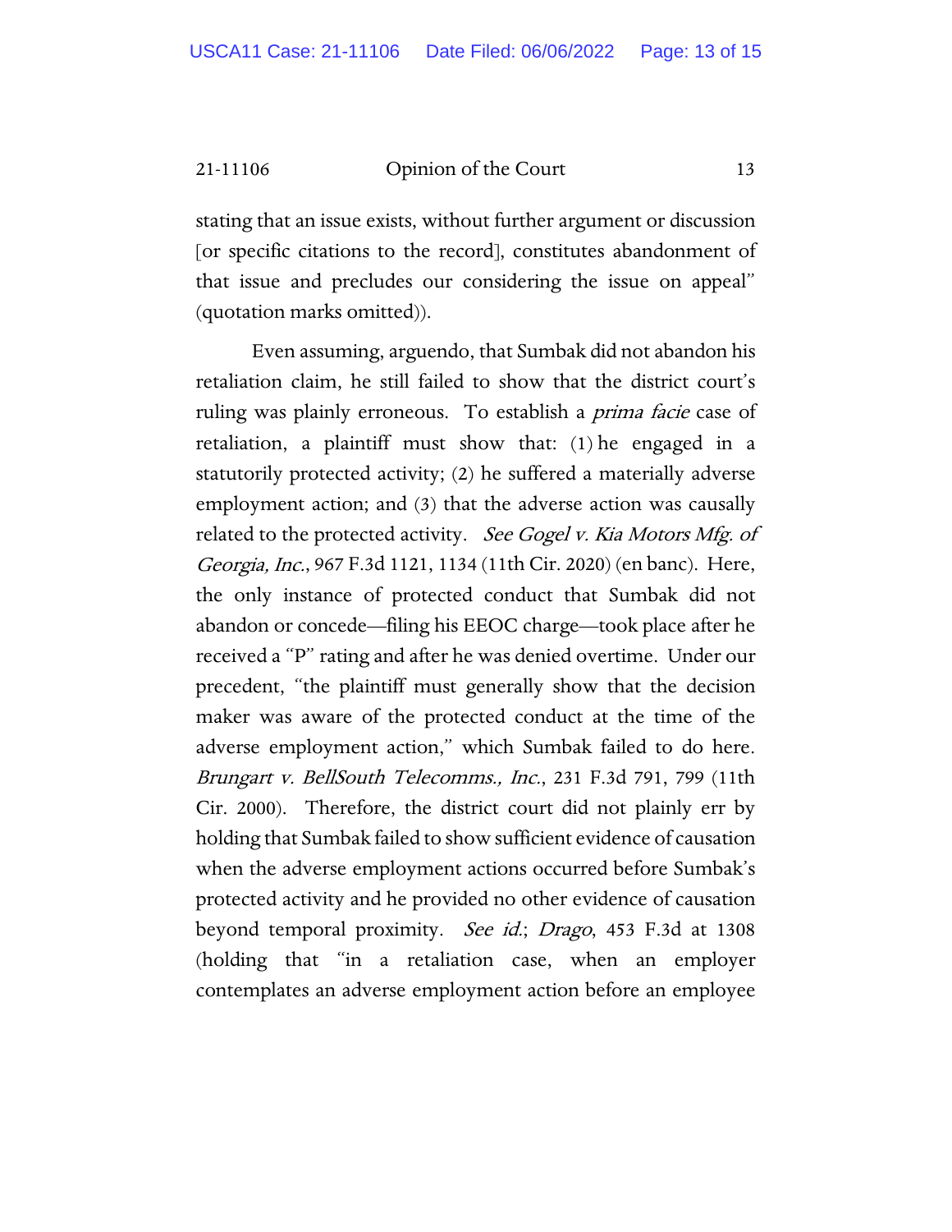stating that an issue exists, without further argument or discussion [or specific citations to the record], constitutes abandonment of that issue and precludes our considering the issue on appeal" (quotation marks omitted)).

Even assuming, arguendo, that Sumbak did not abandon his retaliation claim, he still failed to show that the district court's ruling was plainly erroneous. To establish a *prima facie* case of retaliation, a plaintiff must show that: (1) he engaged in a statutorily protected activity; (2) he suffered a materially adverse employment action; and (3) that the adverse action was causally related to the protected activity. *See Gogel v. Kia Motors Mfg. of Georgia, Inc.*, 967 F.3d 1121, 1134 (11th Cir. 2020) (en banc). Here, the only instance of protected conduct that Sumbak did not abandon or concede—filing his EEOC charge—took place after he received a "P" rating and after he was denied overtime. Under our precedent, "the plaintiff must generally show that the decision maker was aware of the protected conduct at the time of the adverse employment action," which Sumbak failed to do here. *Brungart v. BellSouth Telecomms., Inc.*, 231 F.3d 791, 799 (11th Cir. 2000). Therefore, the district court did not plainly err by holding that Sumbak failed to show sufficient evidence of causation when the adverse employment actions occurred before Sumbak's protected activity and he provided no other evidence of causation beyond temporal proximity. *See id.*; *Drago*, 453 F.3d at 1308 (holding that "in a retaliation case, when an employer contemplates an adverse employment action before an employee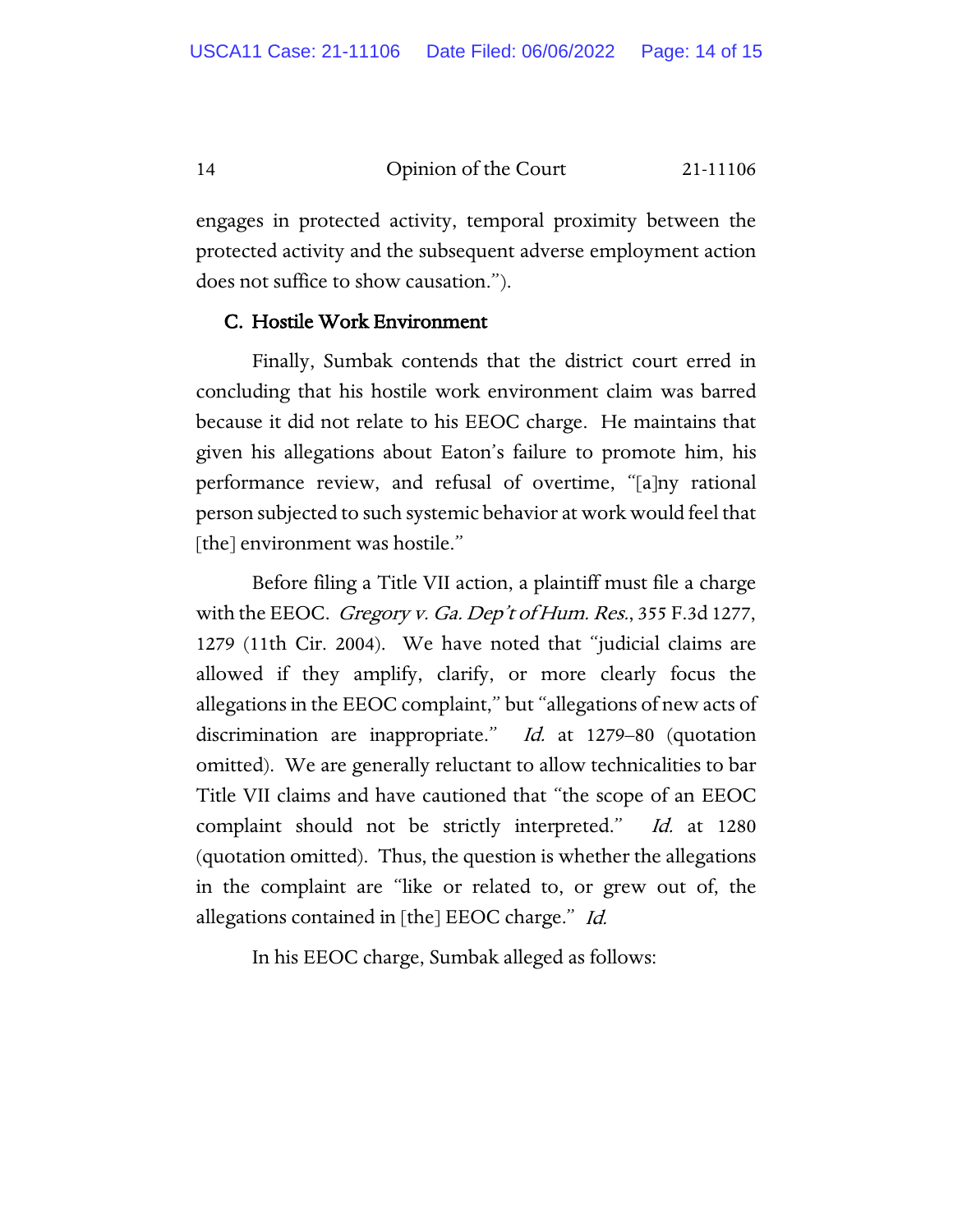engages in protected activity, temporal proximity between the protected activity and the subsequent adverse employment action does not suffice to show causation.").

### C. Hostile Work Environment

Finally, Sumbak contends that the district court erred in concluding that his hostile work environment claim was barred because it did not relate to his EEOC charge. He maintains that given his allegations about Eaton's failure to promote him, his performance review, and refusal of overtime, "[a]ny rational person subjected to such systemic behavior at work would feel that [the] environment was hostile."

Before filing a Title VII action, a plaintiff must file a charge with the EEOC. *Gregory v. Ga. Dep't of Hum. Res.*, 355 F.3d 1277, 1279 (11th Cir. 2004). We have noted that "judicial claims are allowed if they amplify, clarify, or more clearly focus the allegations in the EEOC complaint," but "allegations of new acts of discrimination are inappropriate." *Id.* at 1279–80 (quotation omitted). We are generally reluctant to allow technicalities to bar Title VII claims and have cautioned that "the scope of an EEOC complaint should not be strictly interpreted." *Id.* at 1280 (quotation omitted). Thus, the question is whether the allegations in the complaint are "like or related to, or grew out of, the allegations contained in [the] EEOC charge." *Id.*

In his EEOC charge, Sumbak alleged as follows: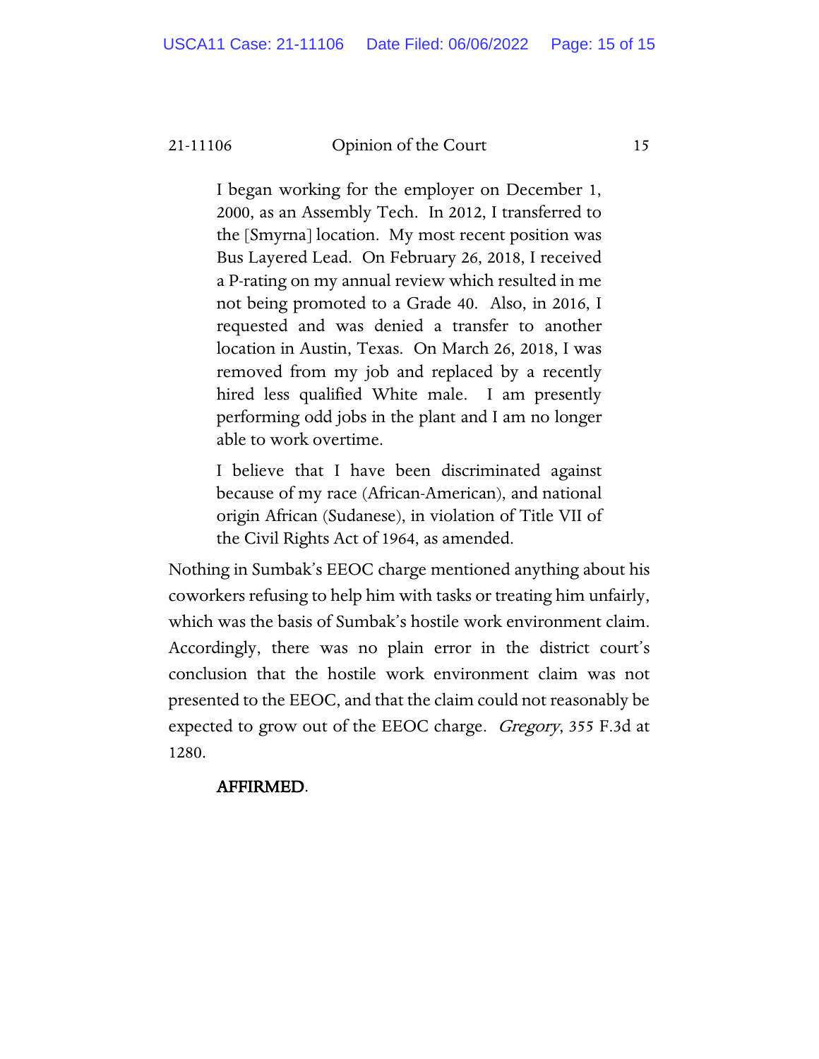> I began working for the employer on December 1, 2000, as an Assembly Tech. In 2012, I transferred to the [Smyrna] location. My most recent position was Bus Layered Lead. On February 26, 2018, I received a P-rating on my annual review which resulted in me not being promoted to a Grade 40. Also, in 2016, I requested and was denied a transfer to another location in Austin, Texas. On March 26, 2018, I was removed from my job and replaced by a recently hired less qualified White male. I am presently performing odd jobs in the plant and I am no longer able to work overtime.
>
> I believe that I have been discriminated against because of my race (African-American), and national origin African (Sudanese), in violation of Title VII of the Civil Rights Act of 1964, as amended.

Nothing in Sumbak's EEOC charge mentioned anything about his coworkers refusing to help him with tasks or treating him unfairly, which was the basis of Sumbak's hostile work environment claim. Accordingly, there was no plain error in the district court's conclusion that the hostile work environment claim was not presented to the EEOC, and that the claim could not reasonably be expected to grow out of the EEOC charge. *Gregory*, 355 F.3d at 1280.

**AFFIRMED**.